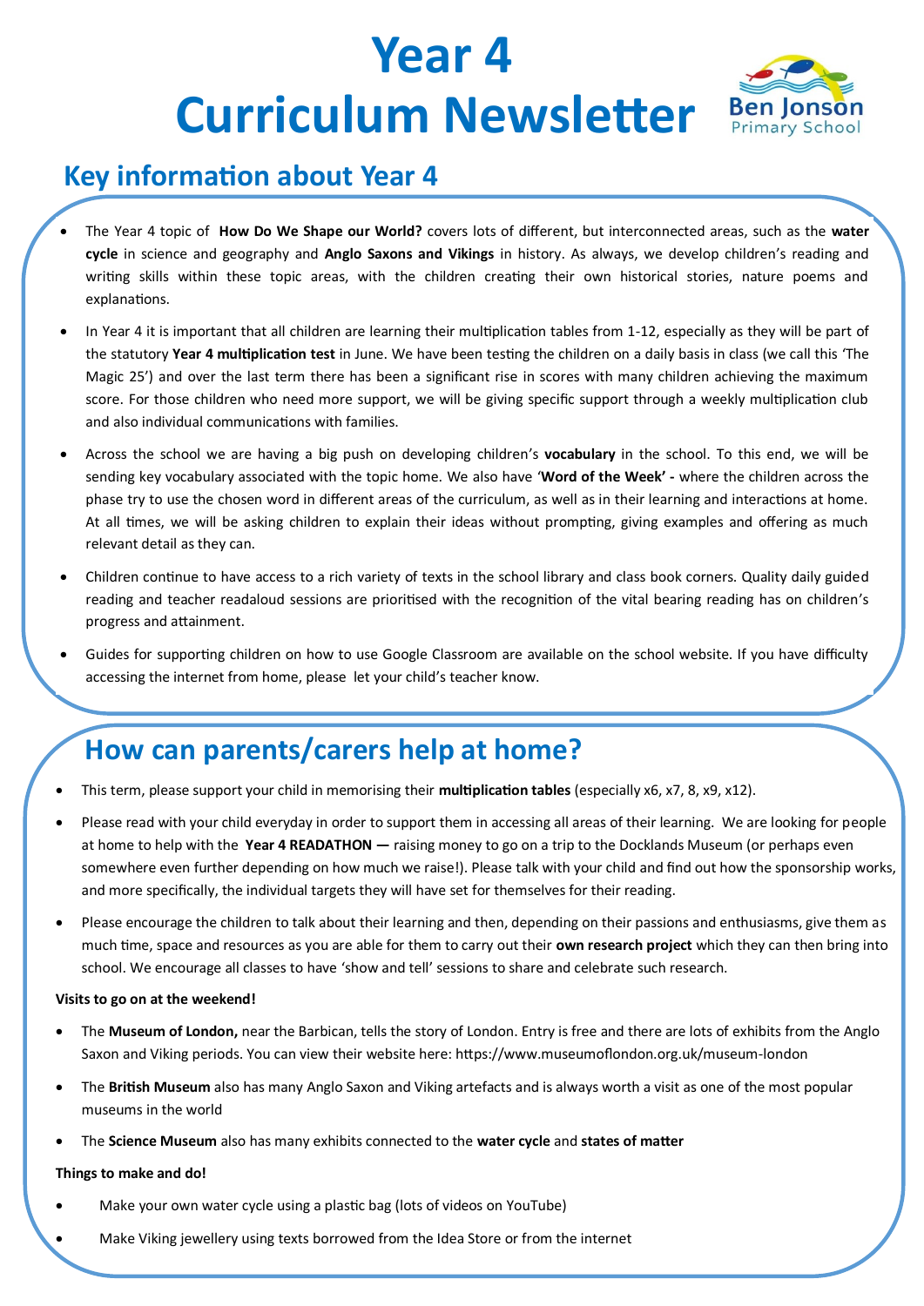# Year 4 Curriculum Newsletter

Ben Jonson Primary School

## Key information about Year 4

- The Year 4 topic of **How Do We Shape our World?** covers lots of different, but interconnected areas, such as the **water cycle** in science and geography and **Anglo Saxons and Vikings** in history. As always, we develop children's reading and writing skills within these topic areas, with the children creating their own historical stories, nature poems and explanations.
- In Year 4 it is important that all children are learning their multiplication tables from 1-12, especially as they will be part of the statutory **Year 4 multiplication test** in June. We have been testing the children on a daily basis in class (we call this 'The Magic 25') and over the last term there has been a significant rise in scores with many children achieving the maximum score. For those children who need more support, we will be giving specific support through a weekly multiplication club and also individual communications with families.
- Across the school we are having a big push on developing children's **vocabulary** in the school. To this end, we will be sending key vocabulary associated with the topic home. We also have '**Word of the Week' -** where the children across the phase try to use the chosen word in different areas of the curriculum, as well as in their learning and interactions at home. At all times, we will be asking children to explain their ideas without prompting, giving examples and offering as much relevant detail as they can.
- Children continue to have access to a rich variety of texts in the school library and class book corners. Quality daily guided reading and teacher readaloud sessions are prioritised with the recognition of the vital bearing reading has on children's progress and attainment.
- Guides for supporting children on how to use Google Classroom are available on the school website. If you have difficulty accessing the internet from home, please let your child's teacher know.

## How can parents/carers help at home?

- This term, please support your child in memorising their **multiplication tables** (especially x6, x7, 8, x9, x12).
- Please read with your child everyday in order to support them in accessing all areas of their learning. We are looking for people at home to help with the **Year 4 READATHON —** raising money to go on a trip to the Docklands Museum (or perhaps even somewhere even further depending on how much we raise!). Please talk with your child and find out how the sponsorship works, and more specifically, the individual targets they will have set for themselves for their reading.
- Please encourage the children to talk about their learning and then, depending on their passions and enthusiasms, give them as much time, space and resources as you are able for them to carry out their **own research project** which they can then bring into school. We encourage all classes to have 'show and tell' sessions to share and celebrate such research.

**Visits to go on at the weekend!**

- The **Museum of London,** near the Barbican, tells the story of London. Entry is free and there are lots of exhibits from the Anglo Saxon and Viking periods. You can view their website here: https://www.museumoflondon.org.uk/museum-london
- The **British Museum** also has many Anglo Saxon and Viking artefacts and is always worth a visit as one of the most popular museums in the world
- The **Science Museum** also has many exhibits connected to the **water cycle** and **states of matter**

**Things to make and do!**

- Make your own water cycle using a plastic bag (lots of videos on YouTube)
- Make Viking jewellery using texts borrowed from the Idea Store or from the internet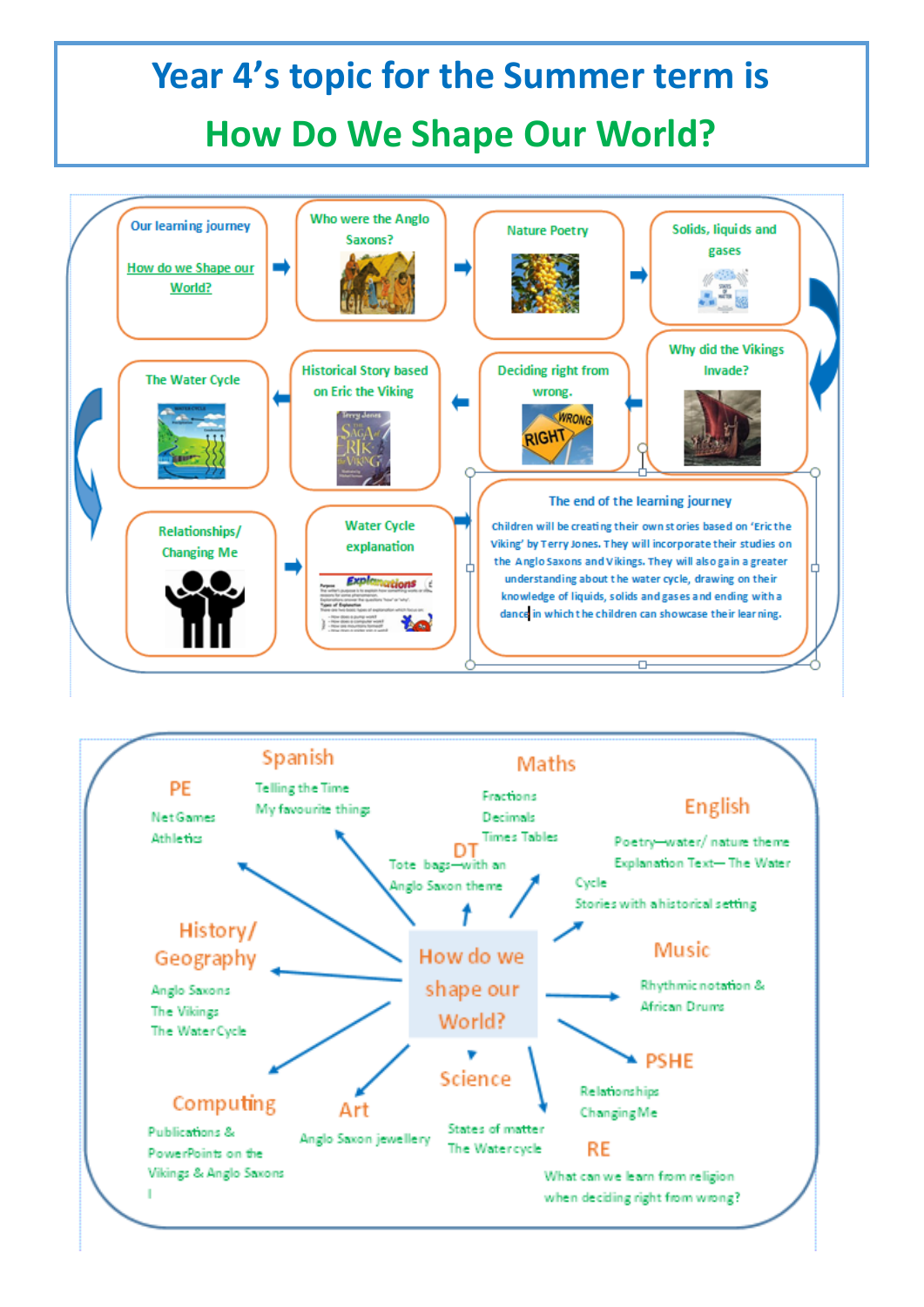# Year 4's topic for the Summer term is

# How Do We Shape Our World?

**Our learning journey**

How do we Shape our World?

→ Who were the Anglo Saxons?

→ Nature Poetry

→ Solids, liquids and gases

→ Why did the Vikings Invade?

→ Deciding right from wrong.

→ Historical Story based on Eric the Viking

→ The Water Cycle

→ Relationships/ Changing Me

→ Water Cycle explanation

→ **The end of the learning journey**

Children will be creating their own stories based on 'Eric the Viking' by Terry Jones. They will incorporate their studies on the Anglo Saxons and Vikings. They will also gain a greater understanding about the water cycle, drawing on their knowledge of liquids, solids and gases and ending with a dance in which the children can showcase their learning.

---

## How do we shape our World?

**Spanish**
Telling the Time
My favourite things

**Maths**
Fractions
Decimals
Times Tables

**PE**
Net Games
Athletics

**DT**
Tote bags—with an Anglo Saxon theme

**English**
Poetry—water/ nature theme
Explanation Text— The Water Cycle
Stories with a historical setting

**History/ Geography**
Anglo Saxons
The Vikings
The Water Cycle

**Music**
Rhythmic notation & African Drums

**PSHE**
Relationships
Changing Me

**Science**
States of matter
The Water cycle

**Art**
Anglo Saxon jewellery

**Computing**
Publications & PowerPoints on the Vikings & Anglo Saxons

**RE**
What can we learn from religion when deciding right from wrong?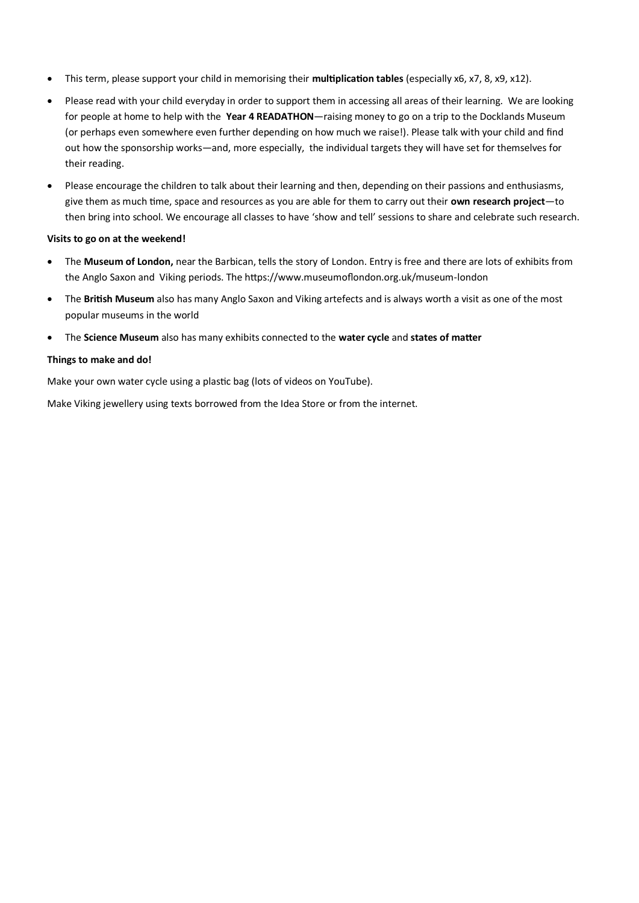- This term, please support your child in memorising their **multiplication tables** (especially x6, x7, 8, x9, x12).
- Please read with your child everyday in order to support them in accessing all areas of their learning. We are looking for people at home to help with the **Year 4 READATHON**—raising money to go on a trip to the Docklands Museum (or perhaps even somewhere even further depending on how much we raise!). Please talk with your child and find out how the sponsorship works—and, more especially, the individual targets they will have set for themselves for their reading.
- Please encourage the children to talk about their learning and then, depending on their passions and enthusiasms, give them as much time, space and resources as you are able for them to carry out their **own research project**—to then bring into school. We encourage all classes to have 'show and tell' sessions to share and celebrate such research.

**Visits to go on at the weekend!**

- The **Museum of London,** near the Barbican, tells the story of London. Entry is free and there are lots of exhibits from the Anglo Saxon and Viking periods. The https://www.museumoflondon.org.uk/museum-london
- The **British Museum** also has many Anglo Saxon and Viking artefects and is always worth a visit as one of the most popular museums in the world
- The **Science Museum** also has many exhibits connected to the **water cycle** and **states of matter**

**Things to make and do!**

Make your own water cycle using a plastic bag (lots of videos on YouTube).

Make Viking jewellery using texts borrowed from the Idea Store or from the internet.